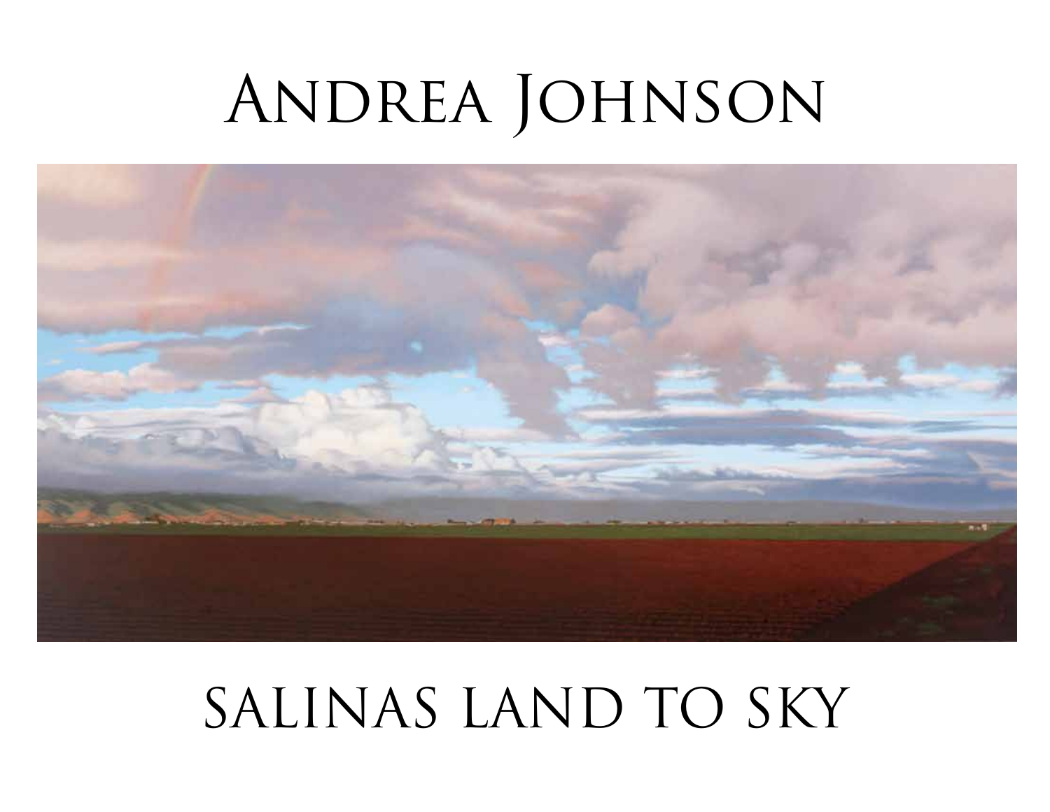# Andrea Johnson

# SALINAS LAND TO SKY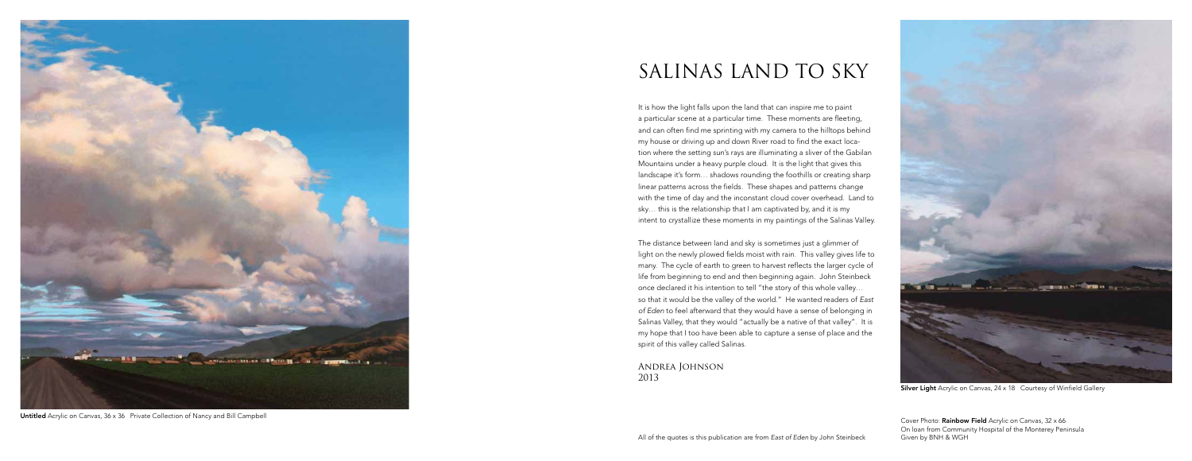# SALINAS LAND TO SKY

It is how the light falls upon the land that can inspire me to paint a particular scene at a particular time. These moments are fleeting, and can often find me sprinting with my camera to the hilltops behind my house or driving up and down River road to find the exact location where the setting sun's rays are illuminating a sliver of the Gabilan Mountains under a heavy purple cloud. It is the light that gives this landscape it's form… shadows rounding the foothills or creating sharp linear patterns across the fields. These shapes and patterns change with the time of day and the inconstant cloud cover overhead. Land to sky… this is the relationship that I am captivated by, and it is my intent to crystallize these moments in my paintings of the Salinas Valley.

The distance between land and sky is sometimes just a glimmer of light on the newly plowed fields moist with rain. This valley gives life to many. The cycle of earth to green to harvest reflects the larger cycle of life from beginning to end and then beginning again. John Steinbeck once declared it his intention to tell "the story of this whole valley… so that it would be the valley of the world." He wanted readers of *East of Eden* to feel afterward that they would have a sense of belonging in Salinas Valley, that they would "actually be a native of that valley". It is my hope that I too have been able to capture a sense of place and the spirit of this valley called Salinas.

Andrea Johnson
2013

**Untitled** Acrylic on Canvas, 36 x 36 Private Collection of Nancy and Bill Campbell

**Silver Light** Acrylic on Canvas, 24 x 18 Courtesy of Winfield Gallery

All of the quotes is this publication are from *East of Eden* by John Steinbeck

Cover Photo: **Rainbow Field** Acrylic on Canvas, 32 x 66
On loan from Community Hospital of the Monterey Peninsula
Given by BNH & WGH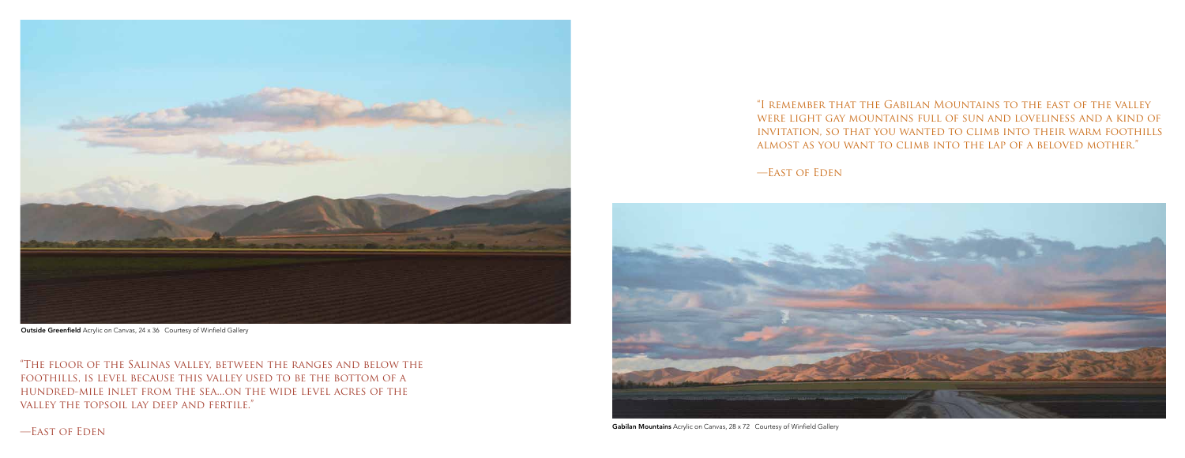**Outside Greenfield** Acrylic on Canvas, 24 x 36 Courtesy of Winfield Gallery

"The floor of the Salinas valley, between the ranges and below the foothills, is level because this valley used to be the bottom of a hundred-mile inlet from the sea...on the wide level acres of the valley the topsoil lay deep and fertile."

—East of Eden

"I remember that the Gabilan Mountains to the east of the valley were light gay mountains full of sun and loveliness and a kind of invitation, so that you wanted to climb into their warm foothills almost as you want to climb into the lap of a beloved mother."

—East of Eden

**Gabilan Mountains** Acrylic on Canvas, 28 x 72 Courtesy of Winfield Gallery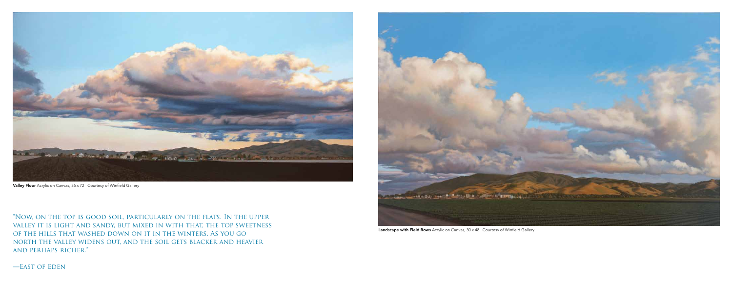**Valley Floor** Acrylic on Canvas, 36 x 72 Courtesy of Winfield Gallery

"Now, on the top is good soil, particularly on the flats. In the upper valley it is light and sandy, but mixed in with that, the top sweetness of the hills that washed down on it in the winters. As you go north the valley widens out, and the soil gets blacker and heavier and perhaps richer."

—East of Eden

**Landscape with Field Rows** Acrylic on Canvas, 30 x 48 Courtesy of Winfield Gallery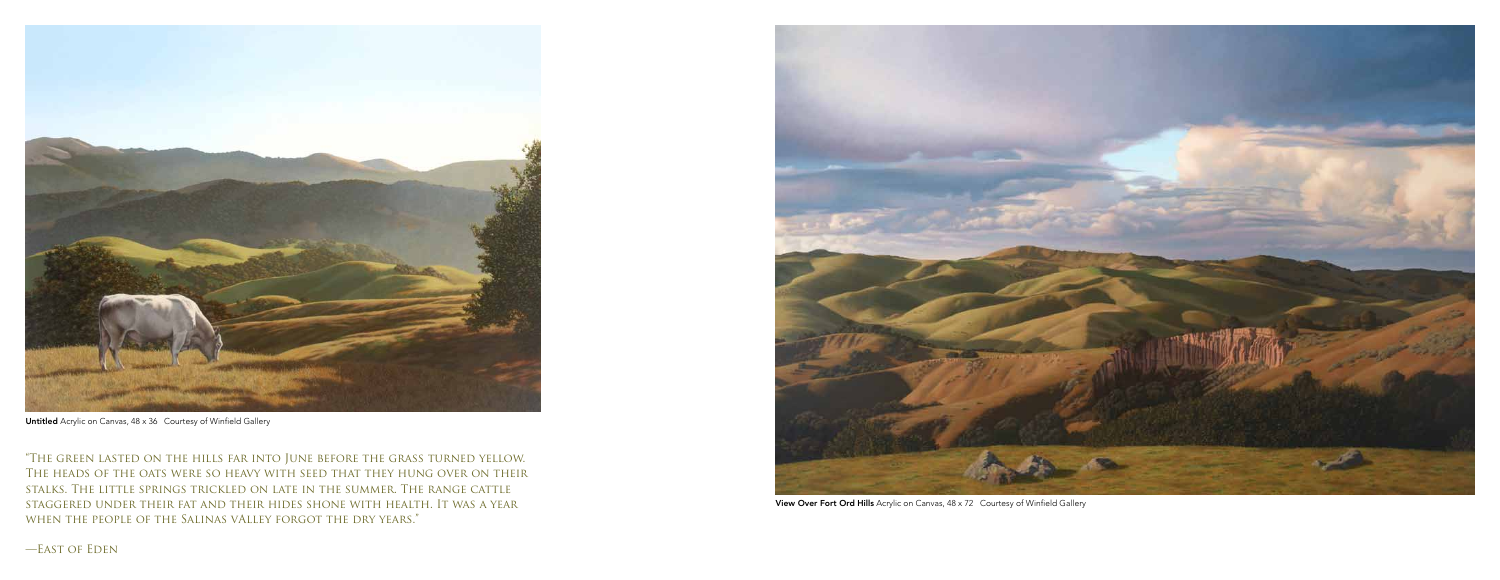**Untitled** Acrylic on Canvas, 48 x 36 Courtesy of Winfield Gallery

"The green lasted on the hills far into June before the grass turned yellow. The heads of the oats were so heavy with seed that they hung over on their stalks. The little springs trickled on late in the summer. The range cattle staggered under their fat and their hides shone with health. It was a year when the people of the Salinas vAlley forgot the dry years."

—East of Eden

**View Over Fort Ord Hills** Acrylic on Canvas, 48 x 72 Courtesy of Winfield Gallery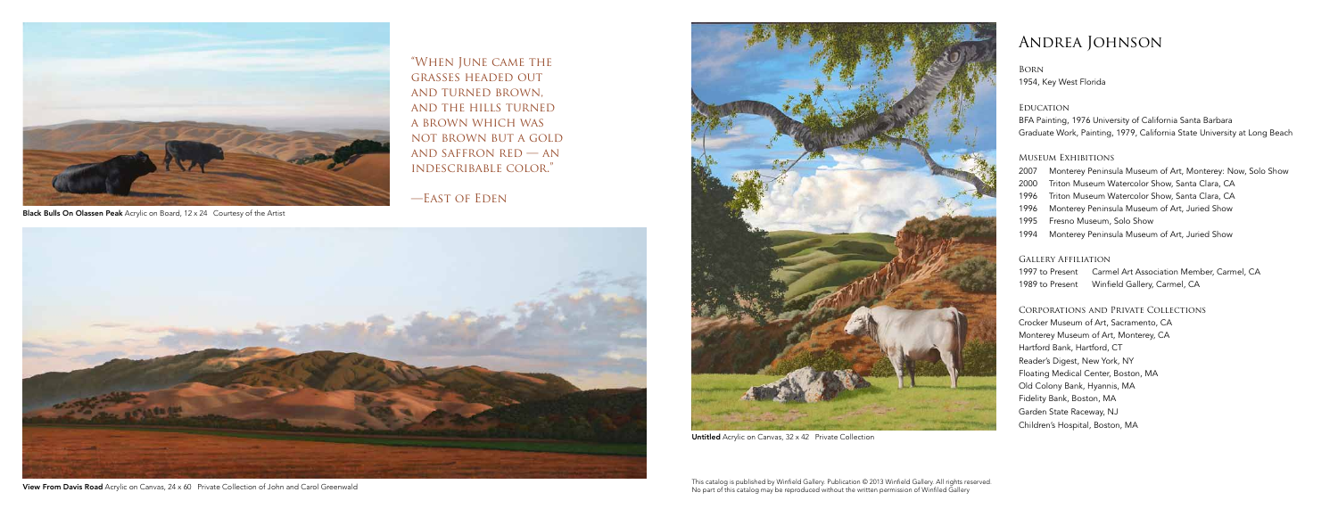Black Bulls On Olassen Peak Acrylic on Board, 12 x 24 Courtesy of the Artist

"When June came the grasses headed out and turned brown, and the hills turned a brown which was not brown but a gold and saffron red — an indescribable color."

—East of Eden

View From Davis Road Acrylic on Canvas, 24 x 60 Private Collection of John and Carol Greenwald

Untitled Acrylic on Canvas, 32 x 42 Private Collection

# Andrea Johnson

### Born

1954, Key West Florida

### Education

BFA Painting, 1976 University of California Santa Barbara
Graduate Work, Painting, 1979, California State University at Long Beach

### Museum Exhibitions

2007 Monterey Peninsula Museum of Art, Monterey: Now, Solo Show
2000 Triton Museum Watercolor Show, Santa Clara, CA
1996 Triton Museum Watercolor Show, Santa Clara, CA
1996 Monterey Peninsula Museum of Art, Juried Show
1995 Fresno Museum, Solo Show
1994 Monterey Peninsula Museum of Art, Juried Show

### Gallery Affiliation

1997 to Present Carmel Art Association Member, Carmel, CA
1989 to Present Winfield Gallery, Carmel, CA

### Corporations and Private Collections

Crocker Museum of Art, Sacramento, CA
Monterey Museum of Art, Monterey, CA
Hartford Bank, Hartford, CT
Reader's Digest, New York, NY
Floating Medical Center, Boston, MA
Old Colony Bank, Hyannis, MA
Fidelity Bank, Boston, MA
Garden State Raceway, NJ
Children's Hospital, Boston, MA

This catalog is published by Winfield Gallery. Publication © 2013 Winfield Gallery. All rights reserved.
No part of this catalog may be reproduced without the written permission of Winfield Gallery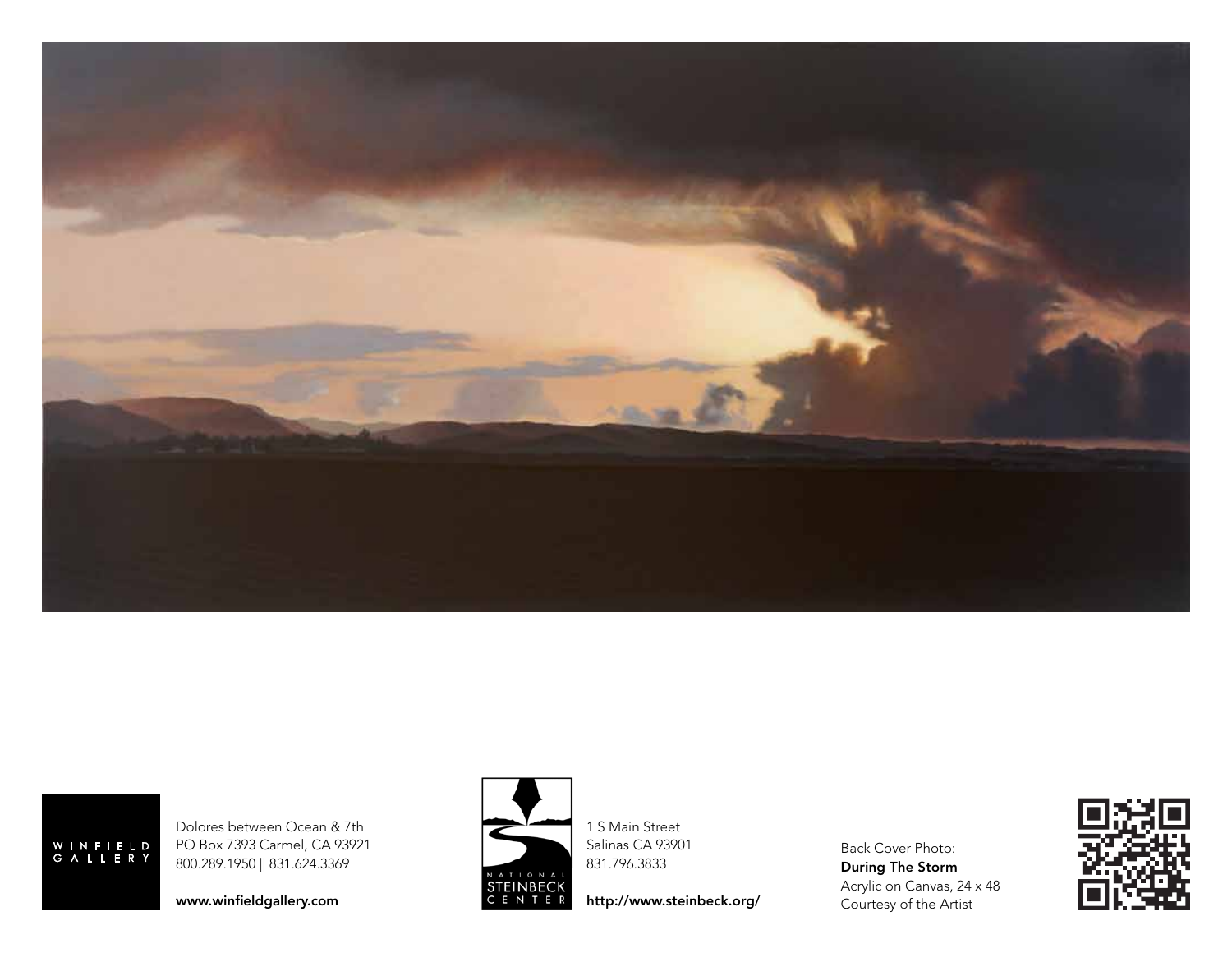WINFIELD GALLERY

Dolores between Ocean & 7th
PO Box 7393 Carmel, CA 93921
800.289.1950 || 831.624.3369

**www.winfieldgallery.com**

NATIONAL STEINBECK CENTER

1 S Main Street
Salinas CA 93901
831.796.3833

**http://www.steinbeck.org/**

Back Cover Photo:
**During The Storm**
Acrylic on Canvas, 24 x 48
Courtesy of the Artist